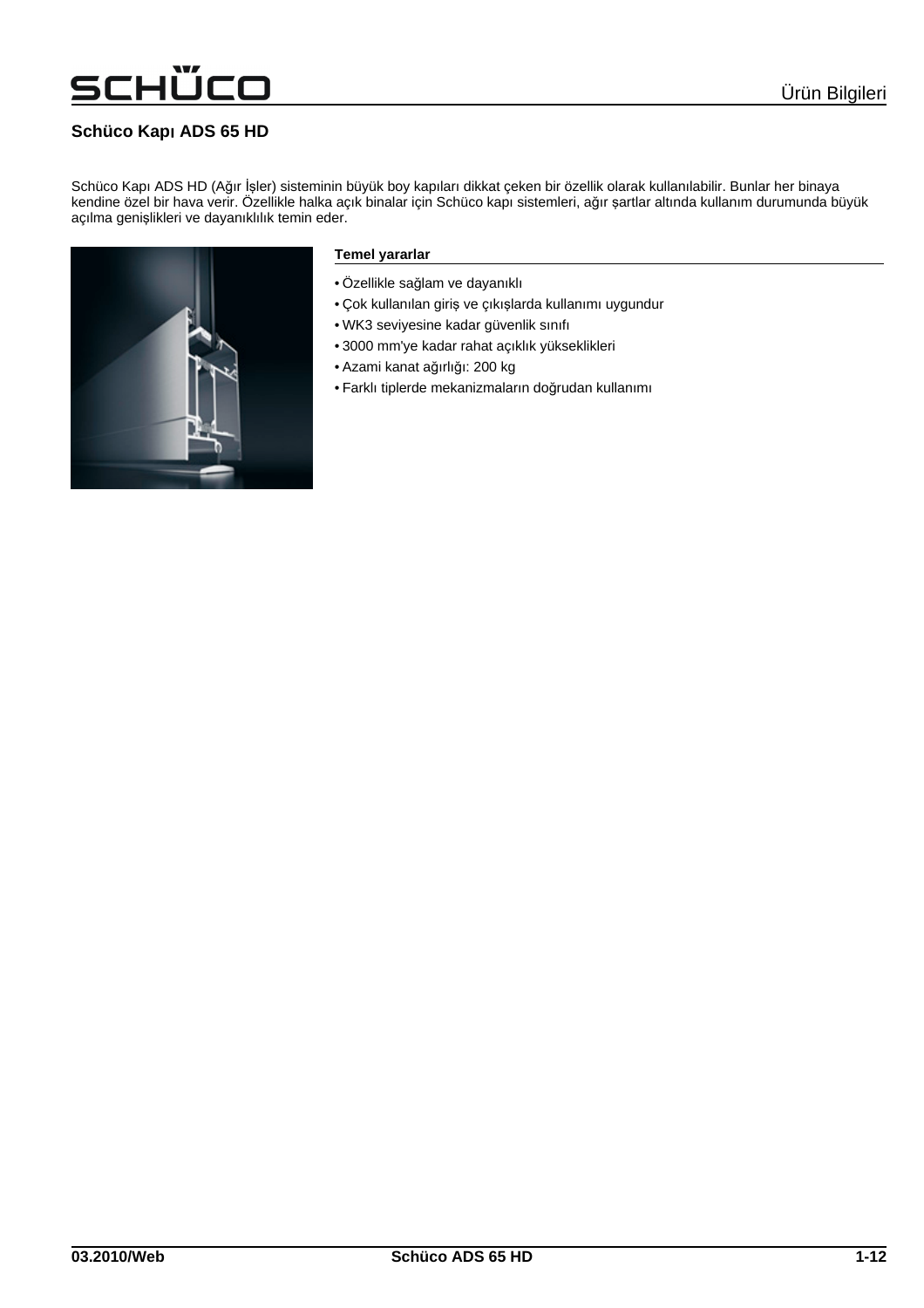# Schüco Kapı ADS 65 HD

Schüco Kapı ADS HD (Ağır İşler) sisteminin büyük boy kapıları dikkat çeken bir özellik olarak kullanılabilir. Bunlar her binaya kendine özel bir hava verir. Özellikle halka açık binalar için Schüco kapı sistemleri, ağır şartlar altında kullanım durumunda büyük açılma genişlikleri ve dayanıklılık temin eder.

**Temel yararlar**

- Özellikle sağlam ve dayanıklı
- Çok kullanılan giriş ve çıkışlarda kullanımı uygundur
- WK3 seviyesine kadar güvenlik sınıfı
- 3000 mm'ye kadar rahat açıklık yükseklikleri
- Azami kanat ağırlığı: 200 kg
- Farklı tiplerde mekanizmaların doğrudan kullanımı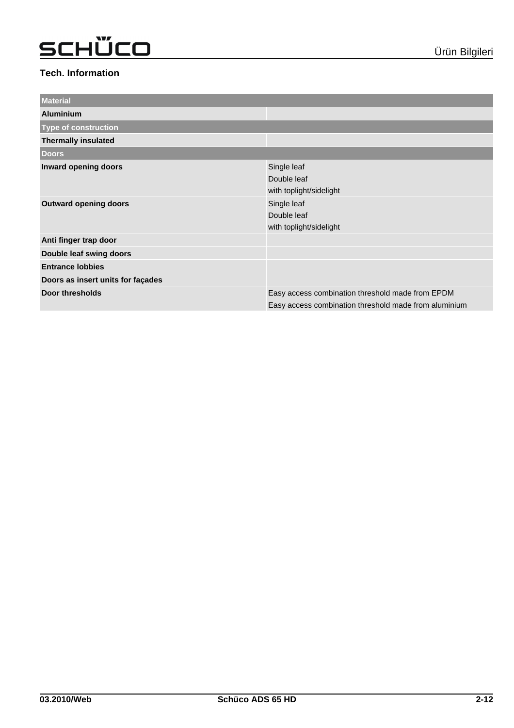## Tech. Information

| Material | |
|---|---|
| **Aluminium** | |
| **Type of construction** | |
| **Thermally insulated** | |
| **Doors** | |
| **Inward opening doors** | Single leaf<br>Double leaf<br>with toplight/sidelight |
| **Outward opening doors** | Single leaf<br>Double leaf<br>with toplight/sidelight |
| **Anti finger trap door** | |
| **Double leaf swing doors** | |
| **Entrance lobbies** | |
| **Doors as insert units for façades** | |
| **Door thresholds** | Easy access combination threshold made from EPDM<br>Easy access combination threshold made from aluminium |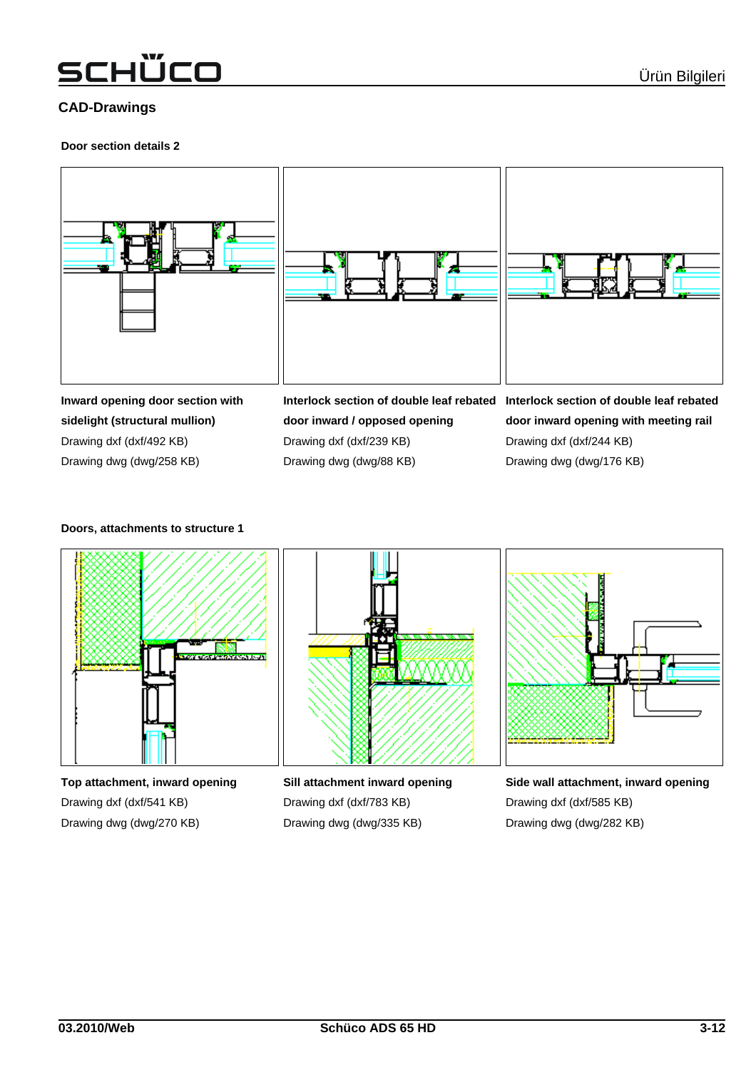## CAD-Drawings

### Door section details 2

**Inward opening door section with sidelight (structural mullion)**
Drawing dxf (dxf/492 KB)
Drawing dwg (dwg/258 KB)

**Interlock section of double leaf rebated door inward / opposed opening**
Drawing dxf (dxf/239 KB)
Drawing dwg (dwg/88 KB)

**Interlock section of double leaf rebated door inward opening with meeting rail**
Drawing dxf (dxf/244 KB)
Drawing dwg (dwg/176 KB)

### Doors, attachments to structure 1

**Top attachment, inward opening**
Drawing dxf (dxf/541 KB)
Drawing dwg (dwg/270 KB)

**Sill attachment inward opening**
Drawing dxf (dxf/783 KB)
Drawing dwg (dwg/335 KB)

**Side wall attachment, inward opening**
Drawing dxf (dxf/585 KB)
Drawing dwg (dwg/282 KB)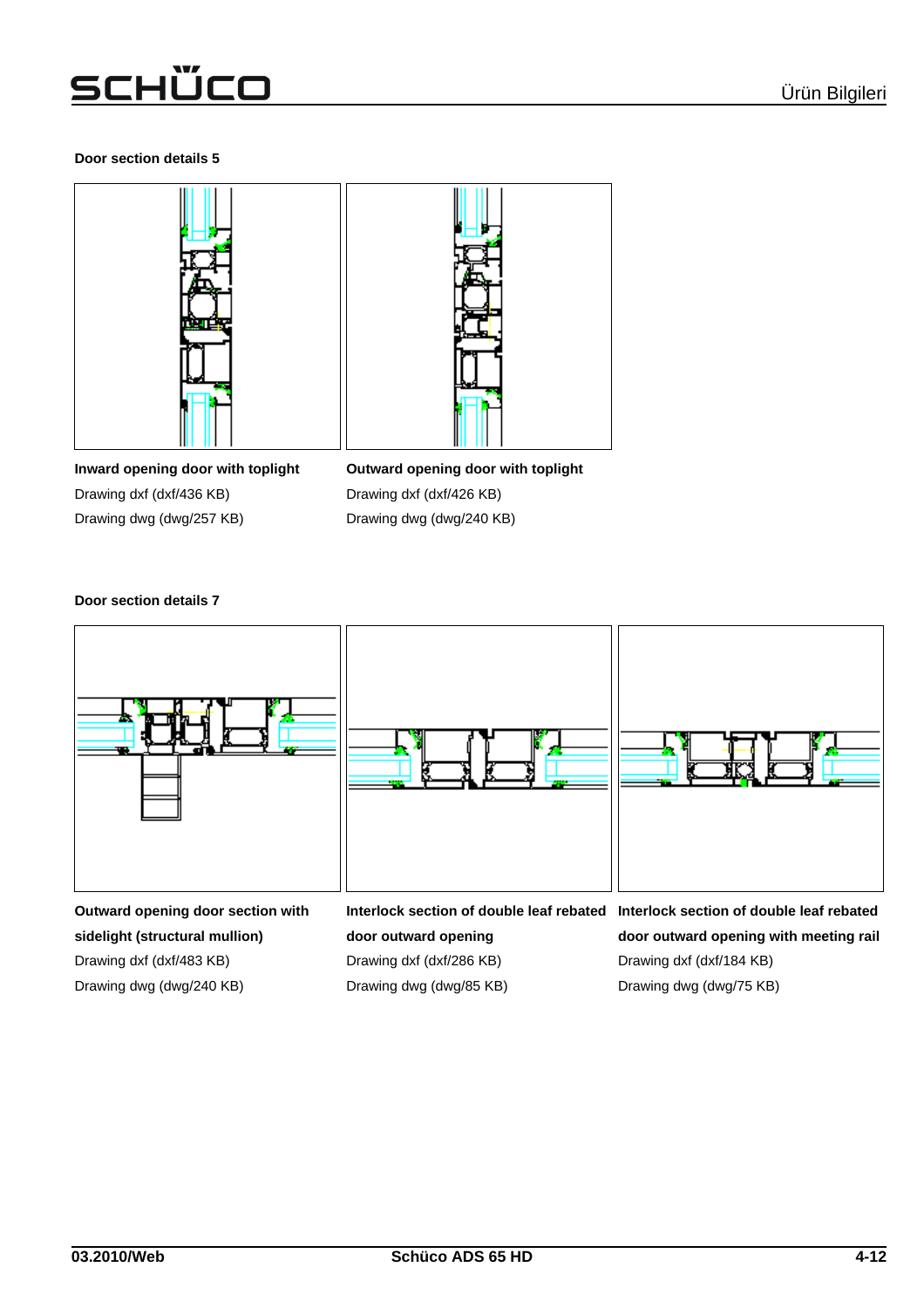### Door section details 5

**Inward opening door with toplight**

Drawing dxf (dxf/436 KB)

Drawing dwg (dwg/257 KB)

**Outward opening door with toplight**

Drawing dxf (dxf/426 KB)

Drawing dwg (dwg/240 KB)

### Door section details 7

**Outward opening door section with sidelight (structural mullion)**

Drawing dxf (dxf/483 KB)

Drawing dwg (dwg/240 KB)

**Interlock section of double leaf rebated door outward opening**

Drawing dxf (dxf/286 KB)

Drawing dwg (dwg/85 KB)

**Interlock section of double leaf rebated door outward opening with meeting rail**

Drawing dxf (dxf/184 KB)

Drawing dwg (dwg/75 KB)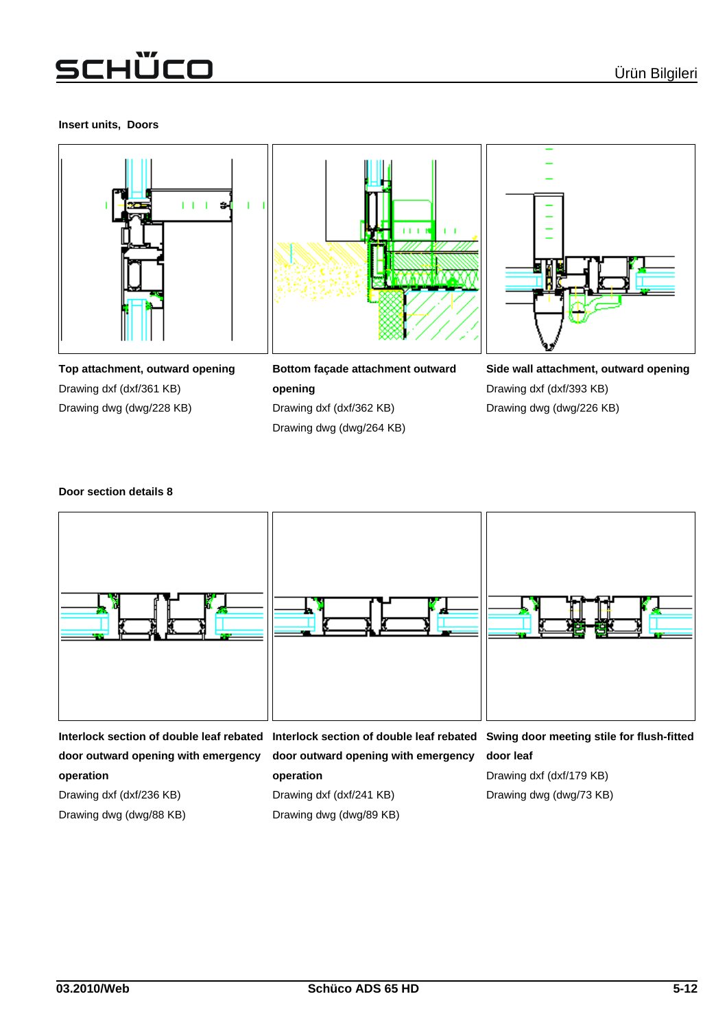**Insert units, Doors**

**Top attachment, outward opening**
Drawing dxf (dxf/361 KB)
Drawing dwg (dwg/228 KB)

**Bottom façade attachment outward opening**
Drawing dxf (dxf/362 KB)
Drawing dwg (dwg/264 KB)

**Side wall attachment, outward opening**
Drawing dxf (dxf/393 KB)
Drawing dwg (dwg/226 KB)

**Door section details 8**

**Interlock section of double leaf rebated door outward opening with emergency operation**
Drawing dxf (dxf/236 KB)
Drawing dwg (dwg/88 KB)

**Interlock section of double leaf rebated door outward opening with emergency operation**
Drawing dxf (dxf/241 KB)
Drawing dwg (dwg/89 KB)

**Swing door meeting stile for flush-fitted door leaf**
Drawing dxf (dxf/179 KB)
Drawing dwg (dwg/73 KB)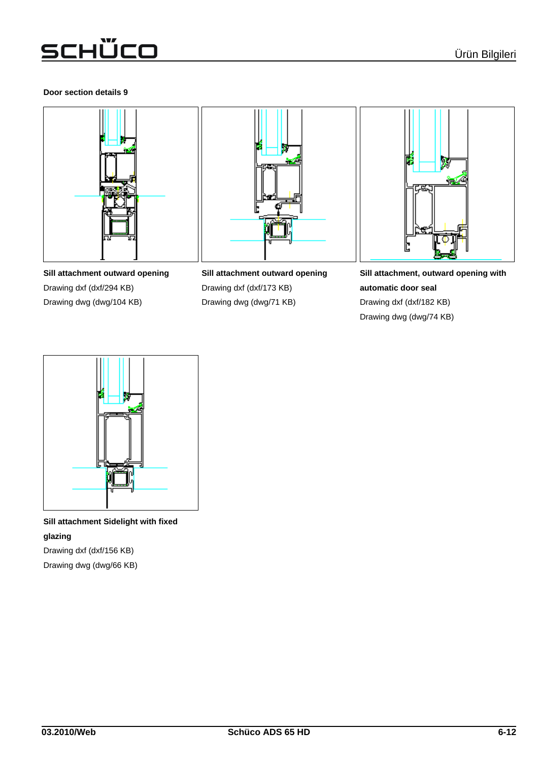**Door section details 9**

**Sill attachment outward opening**

Drawing dxf (dxf/294 KB)

Drawing dwg (dwg/104 KB)

**Sill attachment outward opening**

Drawing dxf (dxf/173 KB)

Drawing dwg (dwg/71 KB)

**Sill attachment, outward opening with automatic door seal**

Drawing dxf (dxf/182 KB)

Drawing dwg (dwg/74 KB)

**Sill attachment Sidelight with fixed glazing**

Drawing dxf (dxf/156 KB)

Drawing dwg (dwg/66 KB)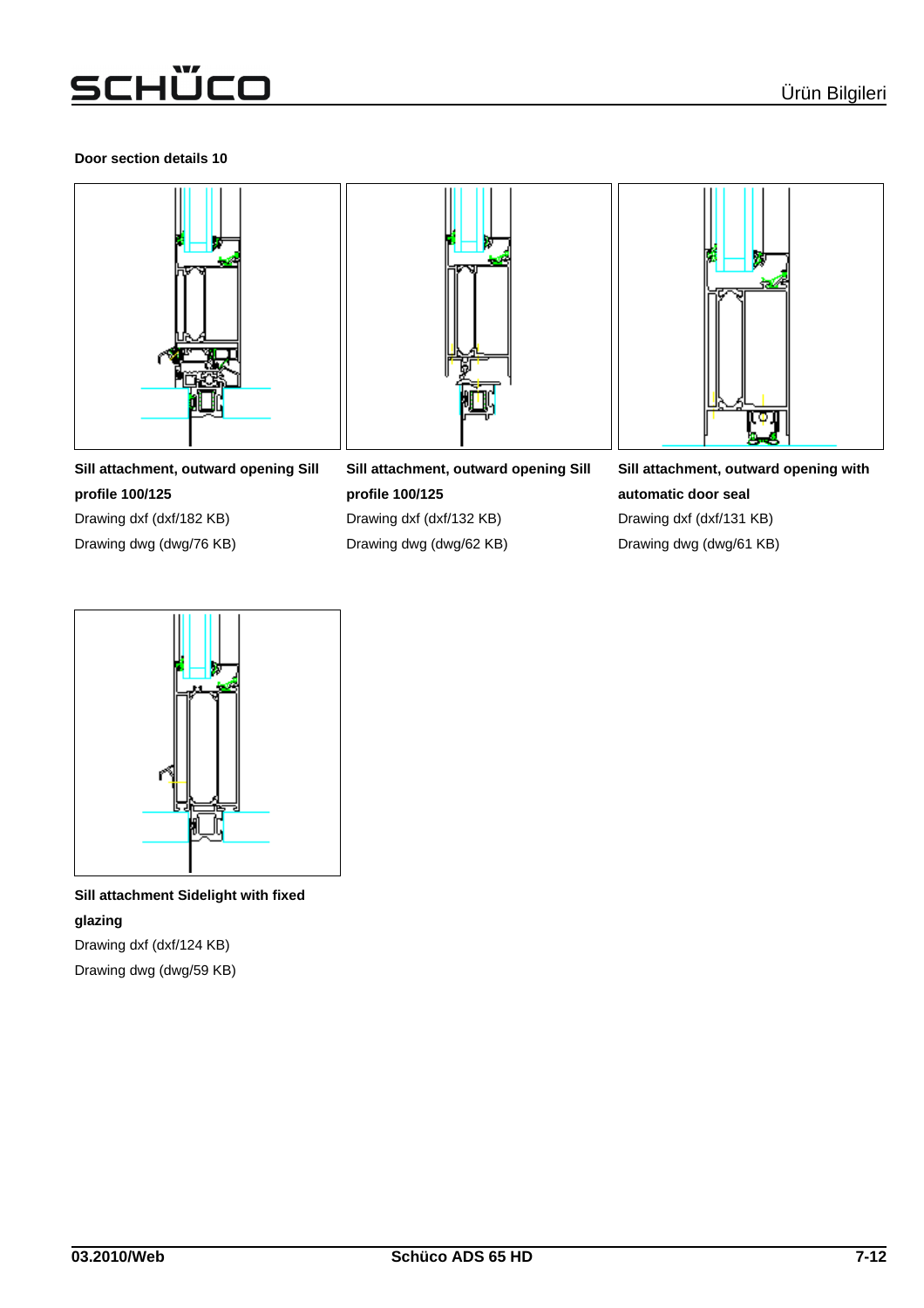**Door section details 10**

**Sill attachment, outward opening Sill profile 100/125**

Drawing dxf (dxf/182 KB)

Drawing dwg (dwg/76 KB)

**Sill attachment, outward opening Sill profile 100/125**

Drawing dxf (dxf/132 KB)

Drawing dwg (dwg/62 KB)

**Sill attachment, outward opening with automatic door seal**

Drawing dxf (dxf/131 KB)

Drawing dwg (dwg/61 KB)

**Sill attachment Sidelight with fixed glazing**

Drawing dxf (dxf/124 KB)

Drawing dwg (dwg/59 KB)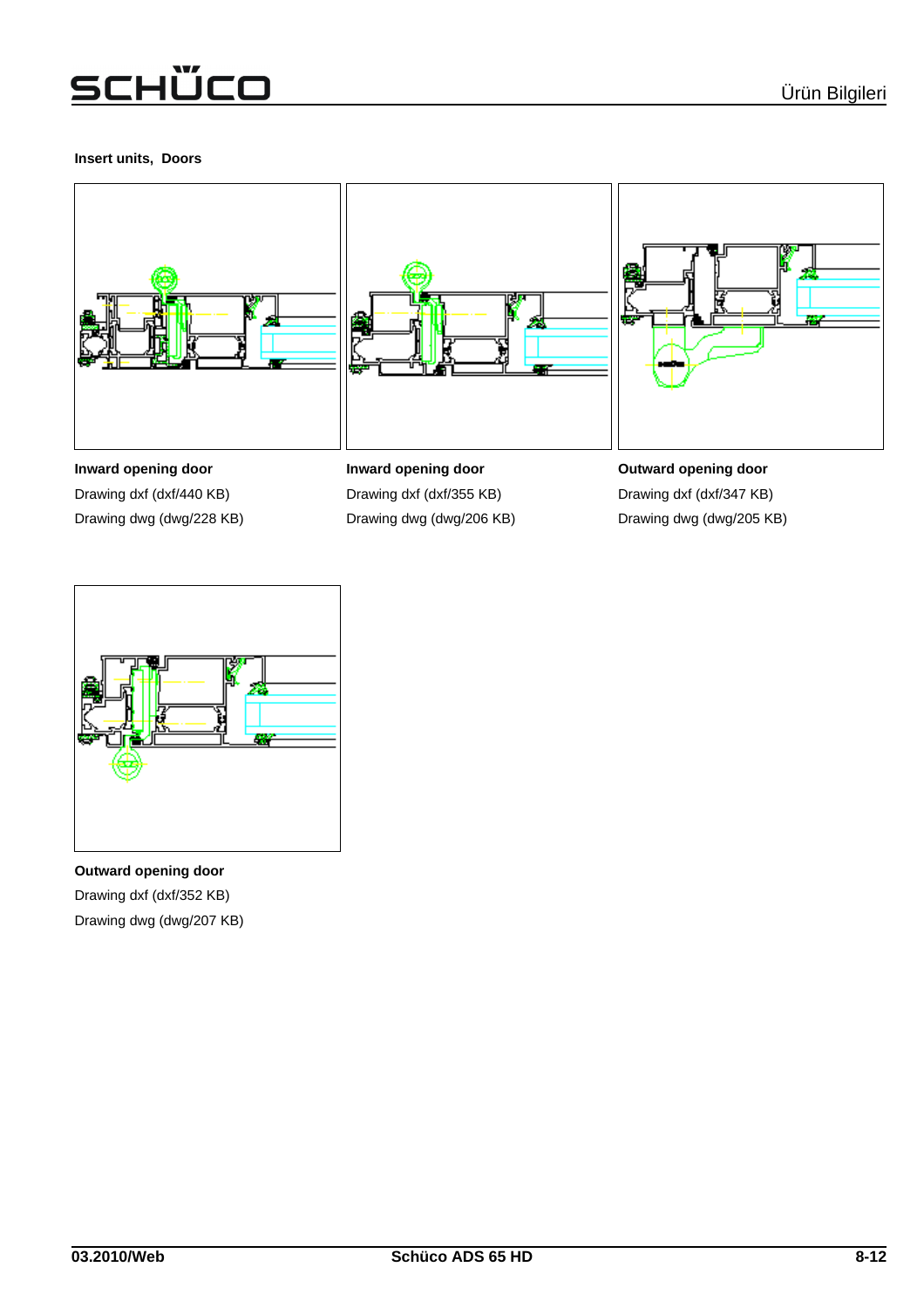**Insert units, Doors**

**Inward opening door**

Drawing dxf (dxf/440 KB)

Drawing dwg (dwg/228 KB)

**Inward opening door**

Drawing dxf (dxf/355 KB)

Drawing dwg (dwg/206 KB)

**Outward opening door**

Drawing dxf (dxf/347 KB)

Drawing dwg (dwg/205 KB)

**Outward opening door**

Drawing dxf (dxf/352 KB)

Drawing dwg (dwg/207 KB)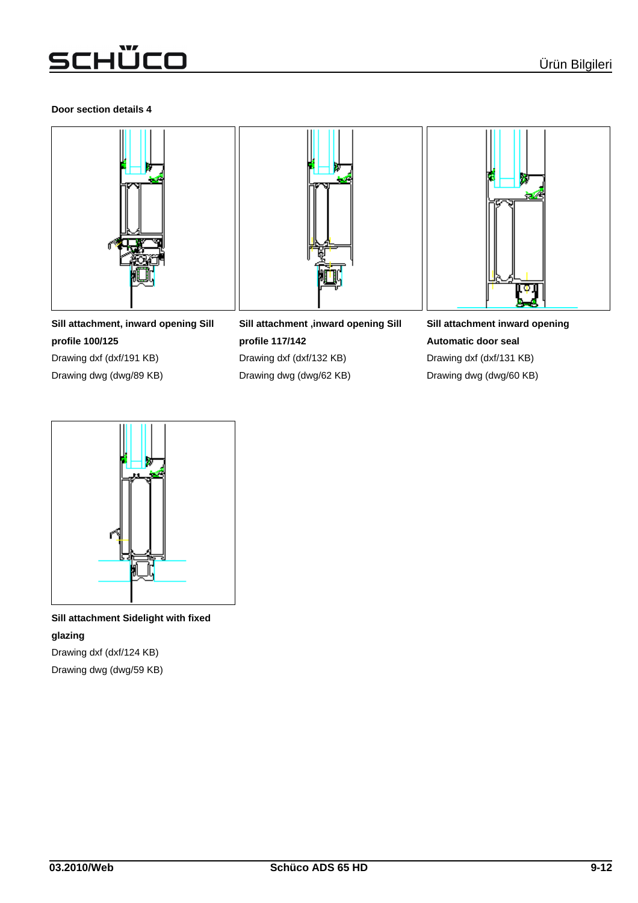**Door section details 4**

**Sill attachment, inward opening Sill profile 100/125**
Drawing dxf (dxf/191 KB)
Drawing dwg (dwg/89 KB)

**Sill attachment ,inward opening Sill profile 117/142**
Drawing dxf (dxf/132 KB)
Drawing dwg (dwg/62 KB)

**Sill attachment inward opening Automatic door seal**
Drawing dxf (dxf/131 KB)
Drawing dwg (dwg/60 KB)

**Sill attachment Sidelight with fixed glazing**
Drawing dxf (dxf/124 KB)
Drawing dwg (dwg/59 KB)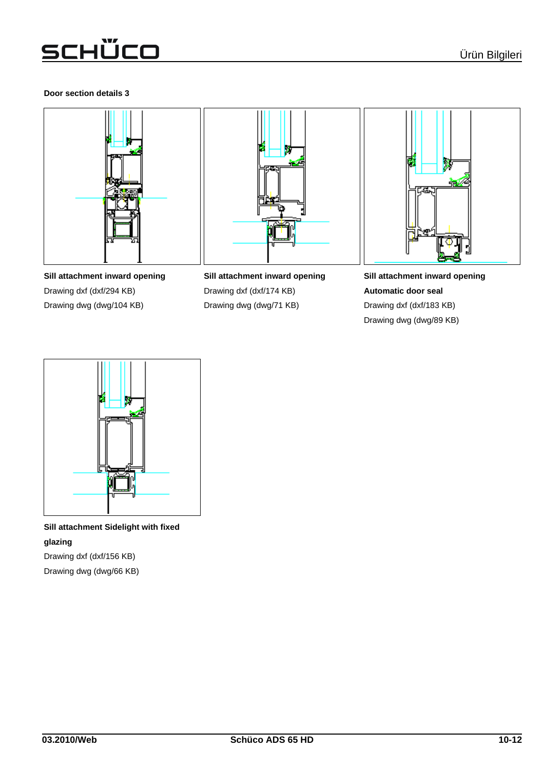**Door section details 3**

**Sill attachment inward opening**

Drawing dxf (dxf/294 KB)

Drawing dwg (dwg/104 KB)

**Sill attachment inward opening**

Drawing dxf (dxf/174 KB)

Drawing dwg (dwg/71 KB)

**Sill attachment inward opening**

**Automatic door seal**

Drawing dxf (dxf/183 KB)

Drawing dwg (dwg/89 KB)

**Sill attachment Sidelight with fixed glazing**

Drawing dxf (dxf/156 KB)

Drawing dwg (dwg/66 KB)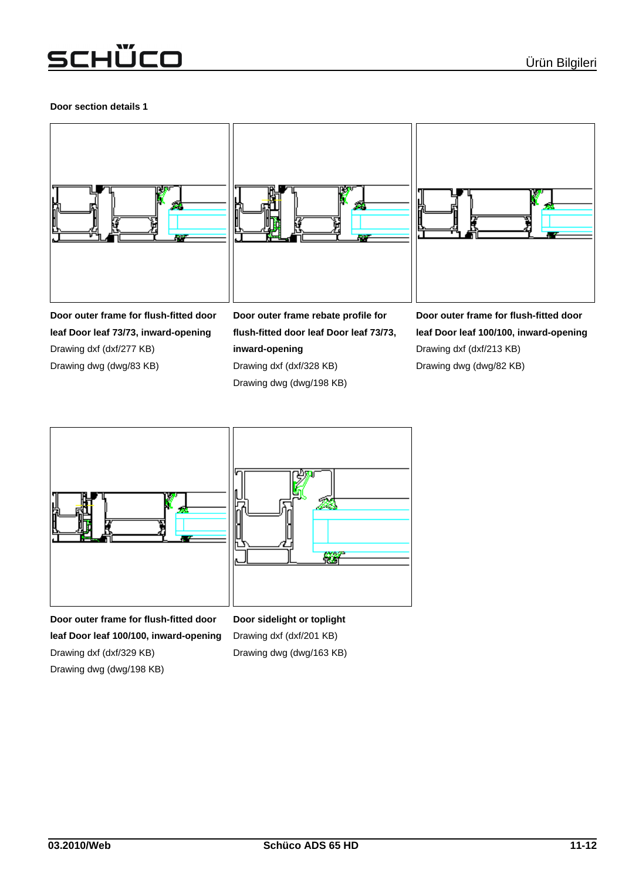**Door section details 1**

**Door outer frame for flush-fitted door leaf Door leaf 73/73, inward-opening**
Drawing dxf (dxf/277 KB)
Drawing dwg (dwg/83 KB)

**Door outer frame rebate profile for flush-fitted door leaf Door leaf 73/73, inward-opening**
Drawing dxf (dxf/328 KB)
Drawing dwg (dwg/198 KB)

**Door outer frame for flush-fitted door leaf Door leaf 100/100, inward-opening**
Drawing dxf (dxf/213 KB)
Drawing dwg (dwg/82 KB)

**Door outer frame for flush-fitted door leaf Door leaf 100/100, inward-opening**
Drawing dxf (dxf/329 KB)
Drawing dwg (dwg/198 KB)

**Door sidelight or toplight**
Drawing dxf (dxf/201 KB)
Drawing dwg (dwg/163 KB)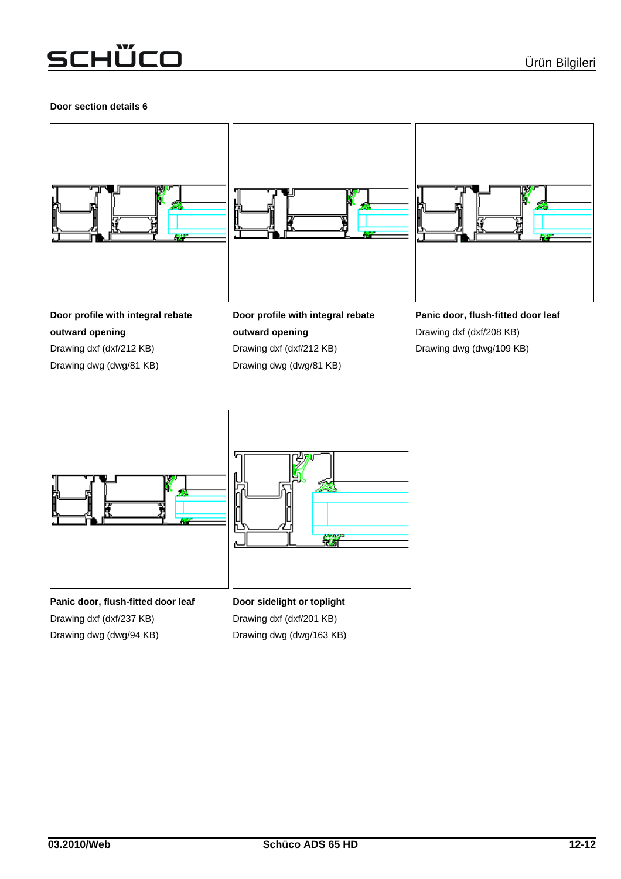**Door section details 6**

**Door profile with integral rebate outward opening**

Drawing dxf (dxf/212 KB)

Drawing dwg (dwg/81 KB)

**Door profile with integral rebate outward opening**

Drawing dxf (dxf/212 KB)

Drawing dwg (dwg/81 KB)

**Panic door, flush-fitted door leaf**

Drawing dxf (dxf/208 KB)

Drawing dwg (dwg/109 KB)

**Panic door, flush-fitted door leaf**

Drawing dxf (dxf/237 KB)

Drawing dwg (dwg/94 KB)

**Door sidelight or toplight**

Drawing dxf (dxf/201 KB)

Drawing dwg (dwg/163 KB)